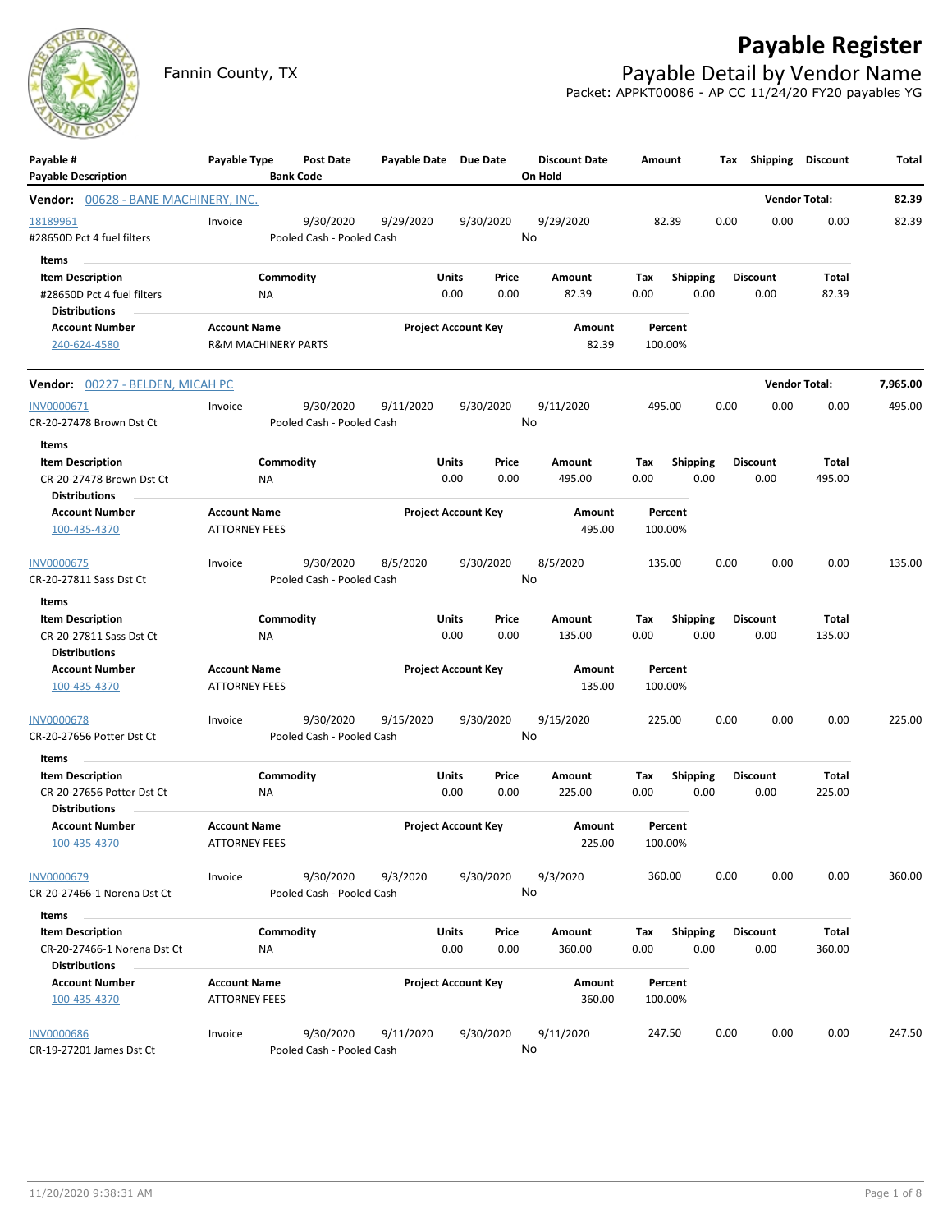# Payable Register

Fannin County, TX

## Payable Detail by Vendor Name

Packet: APPKT00086 - AP CC 11/24/20 FY20 payables YG

| Payable # / Payable Description | Payable Type | Post Date / Bank Code | Payable Date | Due Date | Discount Date / On Hold | Amount | Tax | Shipping | Discount | Total |
|---|---|---|---|---|---|---|---|---|---|---|

**Vendor: 00628 - BANE MACHINERY, INC.** — Vendor Total: **82.39**

| Payable # | Payable Type | Post Date | Payable Date | Due Date | Discount Date | Amount | Tax | Shipping | Discount | Total |
|---|---|---|---|---|---|---|---|---|---|---|
| 18189961 | Invoice | 9/30/2020 | 9/29/2020 | 9/30/2020 | 9/29/2020 | 82.39 | 0.00 | 0.00 | 0.00 | 82.39 |
| #28650D Pct 4 fuel filters | | Pooled Cash - Pooled Cash | | | No | | | | | |

Items

| Item Description | Commodity | Units | Price | Amount | Tax | Shipping | Discount | Total |
|---|---|---|---|---|---|---|---|---|
| #28650D Pct 4 fuel filters | NA | 0.00 | 0.00 | 82.39 | 0.00 | 0.00 | 0.00 | 82.39 |

Distributions

| Account Number | Account Name | Project Account Key | Amount | Percent |
|---|---|---|---|---|
| 240-624-4580 | R&M MACHINERY PARTS | | 82.39 | 100.00% |

**Vendor: 00227 - BELDEN, MICAH PC** — Vendor Total: **7,965.00**

| Payable # | Payable Type | Post Date | Payable Date | Due Date | Discount Date | Amount | Tax | Shipping | Discount | Total |
|---|---|---|---|---|---|---|---|---|---|---|
| INV0000671 | Invoice | 9/30/2020 | 9/11/2020 | 9/30/2020 | 9/11/2020 | 495.00 | 0.00 | 0.00 | 0.00 | 495.00 |
| CR-20-27478 Brown Dst Ct | | Pooled Cash - Pooled Cash | | | No | | | | | |

Items

| Item Description | Commodity | Units | Price | Amount | Tax | Shipping | Discount | Total |
|---|---|---|---|---|---|---|---|---|
| CR-20-27478 Brown Dst Ct | NA | 0.00 | 0.00 | 495.00 | 0.00 | 0.00 | 0.00 | 495.00 |

Distributions

| Account Number | Account Name | Project Account Key | Amount | Percent |
|---|---|---|---|---|
| 100-435-4370 | ATTORNEY FEES | | 495.00 | 100.00% |

| Payable # | Payable Type | Post Date | Payable Date | Due Date | Discount Date | Amount | Tax | Shipping | Discount | Total |
|---|---|---|---|---|---|---|---|---|---|---|
| INV0000675 | Invoice | 9/30/2020 | 8/5/2020 | 9/30/2020 | 8/5/2020 | 135.00 | 0.00 | 0.00 | 0.00 | 135.00 |
| CR-20-27811 Sass Dst Ct | | Pooled Cash - Pooled Cash | | | No | | | | | |

Items

| Item Description | Commodity | Units | Price | Amount | Tax | Shipping | Discount | Total |
|---|---|---|---|---|---|---|---|---|
| CR-20-27811 Sass Dst Ct | NA | 0.00 | 0.00 | 135.00 | 0.00 | 0.00 | 0.00 | 135.00 |

Distributions

| Account Number | Account Name | Project Account Key | Amount | Percent |
|---|---|---|---|---|
| 100-435-4370 | ATTORNEY FEES | | 135.00 | 100.00% |

| Payable # | Payable Type | Post Date | Payable Date | Due Date | Discount Date | Amount | Tax | Shipping | Discount | Total |
|---|---|---|---|---|---|---|---|---|---|---|
| INV0000678 | Invoice | 9/30/2020 | 9/15/2020 | 9/30/2020 | 9/15/2020 | 225.00 | 0.00 | 0.00 | 0.00 | 225.00 |
| CR-20-27656 Potter Dst Ct | | Pooled Cash - Pooled Cash | | | No | | | | | |

Items

| Item Description | Commodity | Units | Price | Amount | Tax | Shipping | Discount | Total |
|---|---|---|---|---|---|---|---|---|
| CR-20-27656 Potter Dst Ct | NA | 0.00 | 0.00 | 225.00 | 0.00 | 0.00 | 0.00 | 225.00 |

Distributions

| Account Number | Account Name | Project Account Key | Amount | Percent |
|---|---|---|---|---|
| 100-435-4370 | ATTORNEY FEES | | 225.00 | 100.00% |

| Payable # | Payable Type | Post Date | Payable Date | Due Date | Discount Date | Amount | Tax | Shipping | Discount | Total |
|---|---|---|---|---|---|---|---|---|---|---|
| INV0000679 | Invoice | 9/30/2020 | 9/3/2020 | 9/30/2020 | 9/3/2020 | 360.00 | 0.00 | 0.00 | 0.00 | 360.00 |
| CR-20-27466-1 Norena Dst Ct | | Pooled Cash - Pooled Cash | | | No | | | | | |

Items

| Item Description | Commodity | Units | Price | Amount | Tax | Shipping | Discount | Total |
|---|---|---|---|---|---|---|---|---|
| CR-20-27466-1 Norena Dst Ct | NA | 0.00 | 0.00 | 360.00 | 0.00 | 0.00 | 0.00 | 360.00 |

Distributions

| Account Number | Account Name | Project Account Key | Amount | Percent |
|---|---|---|---|---|
| 100-435-4370 | ATTORNEY FEES | | 360.00 | 100.00% |

| Payable # | Payable Type | Post Date | Payable Date | Due Date | Discount Date | Amount | Tax | Shipping | Discount | Total |
|---|---|---|---|---|---|---|---|---|---|---|
| INV0000686 | Invoice | 9/30/2020 | 9/11/2020 | 9/30/2020 | 9/11/2020 | 247.50 | 0.00 | 0.00 | 0.00 | 247.50 |
| CR-19-27201 James Dst Ct | | Pooled Cash - Pooled Cash | | | No | | | | | |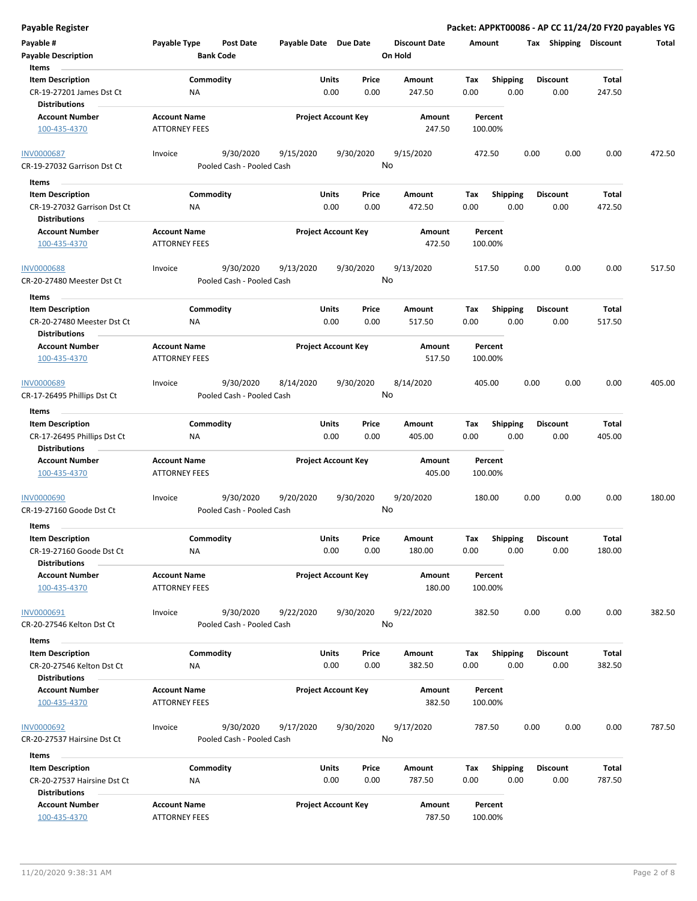**Payable Register** — **Packet: APPKT00086 - AP CC 11/24/20 FY20 payables YG**

| Payable # | Payable Type | Post Date | Payable Date | Due Date | Discount Date | Amount | Tax | Shipping | Discount | Total |
|---|---|---|---|---|---|---|---|---|---|---|
| Payable Description | | Bank Code | | | On Hold | | | | | |

**Items**

| Item Description | Commodity | Units | Price | Amount | Tax | Shipping | Discount | Total |
|---|---|---|---|---|---|---|---|---|
| CR-19-27201 James Dst Ct | NA | 0.00 | 0.00 | 247.50 | 0.00 | 0.00 | 0.00 | 247.50 |

**Distributions**

| Account Number | Account Name | Project Account Key | Amount | Percent |
|---|---|---|---|---|
| 100-435-4370 | ATTORNEY FEES | | 247.50 | 100.00% |

---

| Payable # | Payable Type | Post Date | Payable Date | Due Date | Discount Date | Amount | Tax | Shipping | Discount | Total |
|---|---|---|---|---|---|---|---|---|---|---|
| INV0000687 | Invoice | 9/30/2020 | 9/15/2020 | 9/30/2020 | 9/15/2020 | 472.50 | 0.00 | 0.00 | 0.00 | 472.50 |
| CR-19-27032 Garrison Dst Ct | | Pooled Cash - Pooled Cash | | | No | | | | | |

**Items**

| Item Description | Commodity | Units | Price | Amount | Tax | Shipping | Discount | Total |
|---|---|---|---|---|---|---|---|---|
| CR-19-27032 Garrison Dst Ct | NA | 0.00 | 0.00 | 472.50 | 0.00 | 0.00 | 0.00 | 472.50 |

**Distributions**

| Account Number | Account Name | Project Account Key | Amount | Percent |
|---|---|---|---|---|
| 100-435-4370 | ATTORNEY FEES | | 472.50 | 100.00% |

---

| Payable # | Payable Type | Post Date | Payable Date | Due Date | Discount Date | Amount | Tax | Shipping | Discount | Total |
|---|---|---|---|---|---|---|---|---|---|---|
| INV0000688 | Invoice | 9/30/2020 | 9/13/2020 | 9/30/2020 | 9/13/2020 | 517.50 | 0.00 | 0.00 | 0.00 | 517.50 |
| CR-20-27480 Meester Dst Ct | | Pooled Cash - Pooled Cash | | | No | | | | | |

**Items**

| Item Description | Commodity | Units | Price | Amount | Tax | Shipping | Discount | Total |
|---|---|---|---|---|---|---|---|---|
| CR-20-27480 Meester Dst Ct | NA | 0.00 | 0.00 | 517.50 | 0.00 | 0.00 | 0.00 | 517.50 |

**Distributions**

| Account Number | Account Name | Project Account Key | Amount | Percent |
|---|---|---|---|---|
| 100-435-4370 | ATTORNEY FEES | | 517.50 | 100.00% |

---

| Payable # | Payable Type | Post Date | Payable Date | Due Date | Discount Date | Amount | Tax | Shipping | Discount | Total |
|---|---|---|---|---|---|---|---|---|---|---|
| INV0000689 | Invoice | 9/30/2020 | 8/14/2020 | 9/30/2020 | 8/14/2020 | 405.00 | 0.00 | 0.00 | 0.00 | 405.00 |
| CR-17-26495 Phillips Dst Ct | | Pooled Cash - Pooled Cash | | | No | | | | | |

**Items**

| Item Description | Commodity | Units | Price | Amount | Tax | Shipping | Discount | Total |
|---|---|---|---|---|---|---|---|---|
| CR-17-26495 Phillips Dst Ct | NA | 0.00 | 0.00 | 405.00 | 0.00 | 0.00 | 0.00 | 405.00 |

**Distributions**

| Account Number | Account Name | Project Account Key | Amount | Percent |
|---|---|---|---|---|
| 100-435-4370 | ATTORNEY FEES | | 405.00 | 100.00% |

---

| Payable # | Payable Type | Post Date | Payable Date | Due Date | Discount Date | Amount | Tax | Shipping | Discount | Total |
|---|---|---|---|---|---|---|---|---|---|---|
| INV0000690 | Invoice | 9/30/2020 | 9/20/2020 | 9/30/2020 | 9/20/2020 | 180.00 | 0.00 | 0.00 | 0.00 | 180.00 |
| CR-19-27160 Goode Dst Ct | | Pooled Cash - Pooled Cash | | | No | | | | | |

**Items**

| Item Description | Commodity | Units | Price | Amount | Tax | Shipping | Discount | Total |
|---|---|---|---|---|---|---|---|---|
| CR-19-27160 Goode Dst Ct | NA | 0.00 | 0.00 | 180.00 | 0.00 | 0.00 | 0.00 | 180.00 |

**Distributions**

| Account Number | Account Name | Project Account Key | Amount | Percent |
|---|---|---|---|---|
| 100-435-4370 | ATTORNEY FEES | | 180.00 | 100.00% |

---

| Payable # | Payable Type | Post Date | Payable Date | Due Date | Discount Date | Amount | Tax | Shipping | Discount | Total |
|---|---|---|---|---|---|---|---|---|---|---|
| INV0000691 | Invoice | 9/30/2020 | 9/22/2020 | 9/30/2020 | 9/22/2020 | 382.50 | 0.00 | 0.00 | 0.00 | 382.50 |
| CR-20-27546 Kelton Dst Ct | | Pooled Cash - Pooled Cash | | | No | | | | | |

**Items**

| Item Description | Commodity | Units | Price | Amount | Tax | Shipping | Discount | Total |
|---|---|---|---|---|---|---|---|---|
| CR-20-27546 Kelton Dst Ct | NA | 0.00 | 0.00 | 382.50 | 0.00 | 0.00 | 0.00 | 382.50 |

**Distributions**

| Account Number | Account Name | Project Account Key | Amount | Percent |
|---|---|---|---|---|
| 100-435-4370 | ATTORNEY FEES | | 382.50 | 100.00% |

---

| Payable # | Payable Type | Post Date | Payable Date | Due Date | Discount Date | Amount | Tax | Shipping | Discount | Total |
|---|---|---|---|---|---|---|---|---|---|---|
| INV0000692 | Invoice | 9/30/2020 | 9/17/2020 | 9/30/2020 | 9/17/2020 | 787.50 | 0.00 | 0.00 | 0.00 | 787.50 |
| CR-20-27537 Hairsine Dst Ct | | Pooled Cash - Pooled Cash | | | No | | | | | |

**Items**

| Item Description | Commodity | Units | Price | Amount | Tax | Shipping | Discount | Total |
|---|---|---|---|---|---|---|---|---|
| CR-20-27537 Hairsine Dst Ct | NA | 0.00 | 0.00 | 787.50 | 0.00 | 0.00 | 0.00 | 787.50 |

**Distributions**

| Account Number | Account Name | Project Account Key | Amount | Percent |
|---|---|---|---|---|
| 100-435-4370 | ATTORNEY FEES | | 787.50 | 100.00% |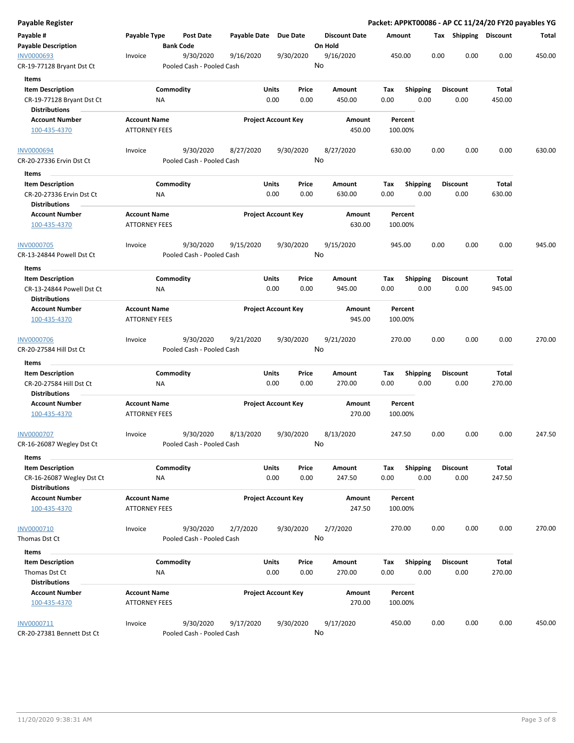**Payable Register**

**Packet: APPKT00086 - AP CC 11/24/20 FY20 payables YG**

| Payable # / Payable Description | Payable Type | Post Date / Bank Code | Payable Date | Due Date | Discount Date / On Hold | Amount | Tax | Shipping | Discount | Total |
|---|---|---|---|---|---|---|---|---|---|---|
| INV0000693 | Invoice | 9/30/2020 | 9/16/2020 | 9/30/2020 | 9/16/2020 | 450.00 | 0.00 | 0.00 | 0.00 | 450.00 |
| CR-19-77128 Bryant Dst Ct | | Pooled Cash - Pooled Cash | | | No | | | | | |

**Items**

| Item Description | Commodity | Units | Price | Amount | Tax | Shipping | Discount | Total |
|---|---|---|---|---|---|---|---|---|
| CR-19-77128 Bryant Dst Ct | NA | 0.00 | 0.00 | 450.00 | 0.00 | 0.00 | 0.00 | 450.00 |

**Distributions**

| Account Number | Account Name | Project Account Key | Amount | Percent |
|---|---|---|---|---|
| 100-435-4370 | ATTORNEY FEES | | 450.00 | 100.00% |

| Payable # / Payable Description | Payable Type | Post Date / Bank Code | Payable Date | Due Date | Discount Date / On Hold | Amount | Tax | Shipping | Discount | Total |
|---|---|---|---|---|---|---|---|---|---|---|
| INV0000694 | Invoice | 9/30/2020 | 8/27/2020 | 9/30/2020 | 8/27/2020 | 630.00 | 0.00 | 0.00 | 0.00 | 630.00 |
| CR-20-27336 Ervin Dst Ct | | Pooled Cash - Pooled Cash | | | No | | | | | |

**Items**

| Item Description | Commodity | Units | Price | Amount | Tax | Shipping | Discount | Total |
|---|---|---|---|---|---|---|---|---|
| CR-20-27336 Ervin Dst Ct | NA | 0.00 | 0.00 | 630.00 | 0.00 | 0.00 | 0.00 | 630.00 |

**Distributions**

| Account Number | Account Name | Project Account Key | Amount | Percent |
|---|---|---|---|---|
| 100-435-4370 | ATTORNEY FEES | | 630.00 | 100.00% |

| Payable # / Payable Description | Payable Type | Post Date / Bank Code | Payable Date | Due Date | Discount Date / On Hold | Amount | Tax | Shipping | Discount | Total |
|---|---|---|---|---|---|---|---|---|---|---|
| INV0000705 | Invoice | 9/30/2020 | 9/15/2020 | 9/30/2020 | 9/15/2020 | 945.00 | 0.00 | 0.00 | 0.00 | 945.00 |
| CR-13-24844 Powell Dst Ct | | Pooled Cash - Pooled Cash | | | No | | | | | |

**Items**

| Item Description | Commodity | Units | Price | Amount | Tax | Shipping | Discount | Total |
|---|---|---|---|---|---|---|---|---|
| CR-13-24844 Powell Dst Ct | NA | 0.00 | 0.00 | 945.00 | 0.00 | 0.00 | 0.00 | 945.00 |

**Distributions**

| Account Number | Account Name | Project Account Key | Amount | Percent |
|---|---|---|---|---|
| 100-435-4370 | ATTORNEY FEES | | 945.00 | 100.00% |

| Payable # / Payable Description | Payable Type | Post Date / Bank Code | Payable Date | Due Date | Discount Date / On Hold | Amount | Tax | Shipping | Discount | Total |
|---|---|---|---|---|---|---|---|---|---|---|
| INV0000706 | Invoice | 9/30/2020 | 9/21/2020 | 9/30/2020 | 9/21/2020 | 270.00 | 0.00 | 0.00 | 0.00 | 270.00 |
| CR-20-27584 Hill Dst Ct | | Pooled Cash - Pooled Cash | | | No | | | | | |

**Items**

| Item Description | Commodity | Units | Price | Amount | Tax | Shipping | Discount | Total |
|---|---|---|---|---|---|---|---|---|
| CR-20-27584 Hill Dst Ct | NA | 0.00 | 0.00 | 270.00 | 0.00 | 0.00 | 0.00 | 270.00 |

**Distributions**

| Account Number | Account Name | Project Account Key | Amount | Percent |
|---|---|---|---|---|
| 100-435-4370 | ATTORNEY FEES | | 270.00 | 100.00% |

| Payable # / Payable Description | Payable Type | Post Date / Bank Code | Payable Date | Due Date | Discount Date / On Hold | Amount | Tax | Shipping | Discount | Total |
|---|---|---|---|---|---|---|---|---|---|---|
| INV0000707 | Invoice | 9/30/2020 | 8/13/2020 | 9/30/2020 | 8/13/2020 | 247.50 | 0.00 | 0.00 | 0.00 | 247.50 |
| CR-16-26087 Wegley Dst Ct | | Pooled Cash - Pooled Cash | | | No | | | | | |

**Items**

| Item Description | Commodity | Units | Price | Amount | Tax | Shipping | Discount | Total |
|---|---|---|---|---|---|---|---|---|
| CR-16-26087 Wegley Dst Ct | NA | 0.00 | 0.00 | 247.50 | 0.00 | 0.00 | 0.00 | 247.50 |

**Distributions**

| Account Number | Account Name | Project Account Key | Amount | Percent |
|---|---|---|---|---|
| 100-435-4370 | ATTORNEY FEES | | 247.50 | 100.00% |

| Payable # / Payable Description | Payable Type | Post Date / Bank Code | Payable Date | Due Date | Discount Date / On Hold | Amount | Tax | Shipping | Discount | Total |
|---|---|---|---|---|---|---|---|---|---|---|
| INV0000710 | Invoice | 9/30/2020 | 2/7/2020 | 9/30/2020 | 2/7/2020 | 270.00 | 0.00 | 0.00 | 0.00 | 270.00 |
| Thomas Dst Ct | | Pooled Cash - Pooled Cash | | | No | | | | | |

**Items**

| Item Description | Commodity | Units | Price | Amount | Tax | Shipping | Discount | Total |
|---|---|---|---|---|---|---|---|---|
| Thomas Dst Ct | NA | 0.00 | 0.00 | 270.00 | 0.00 | 0.00 | 0.00 | 270.00 |

**Distributions**

| Account Number | Account Name | Project Account Key | Amount | Percent |
|---|---|---|---|---|
| 100-435-4370 | ATTORNEY FEES | | 270.00 | 100.00% |

| Payable # / Payable Description | Payable Type | Post Date / Bank Code | Payable Date | Due Date | Discount Date / On Hold | Amount | Tax | Shipping | Discount | Total |
|---|---|---|---|---|---|---|---|---|---|---|
| INV0000711 | Invoice | 9/30/2020 | 9/17/2020 | 9/30/2020 | 9/17/2020 | 450.00 | 0.00 | 0.00 | 0.00 | 450.00 |
| CR-20-27381 Bennett Dst Ct | | Pooled Cash - Pooled Cash | | | No | | | | | |

11/20/2020 9:38:31 AM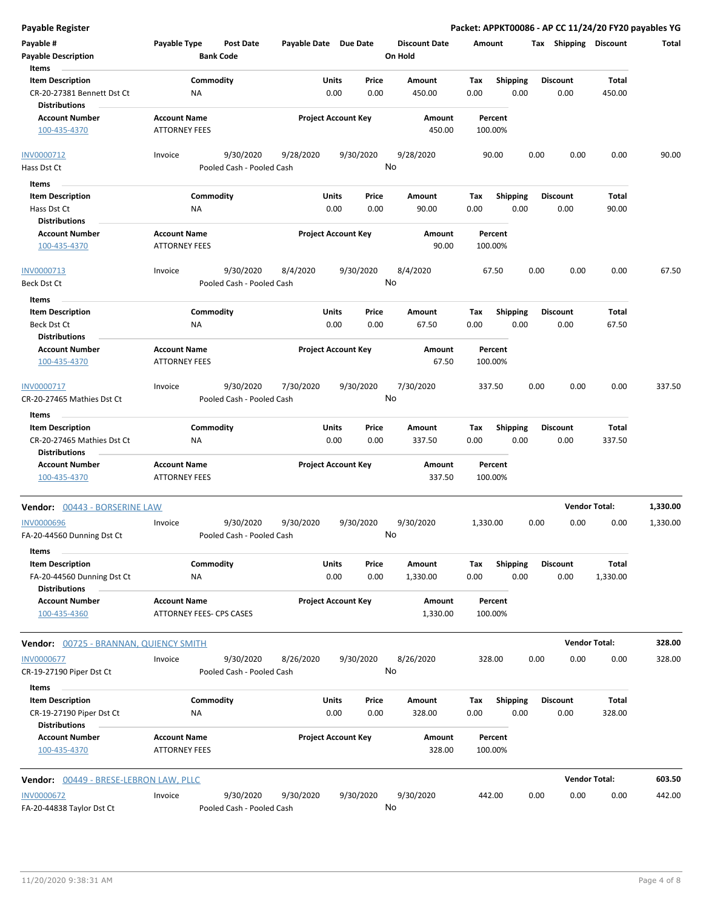**Payable Register**

**Packet: APPKT00086 - AP CC 11/24/20 FY20 payables YG**

| Payable # | Payable Type | Post Date | Payable Date | Due Date | Discount Date | Amount | Tax | Shipping | Discount | Total |
|---|---|---|---|---|---|---|---|---|---|---|
| Payable Description | | Bank Code | | | On Hold | | | | | |

**Items**

| Item Description | Commodity | Units | Price | Amount | Tax | Shipping | Discount | Total |
|---|---|---|---|---|---|---|---|---|
| CR-20-27381 Bennett Dst Ct | NA | 0.00 | 0.00 | 450.00 | 0.00 | 0.00 | 0.00 | 450.00 |

**Distributions**

| Account Number | Account Name | Project Account Key | Amount | Percent |
|---|---|---|---|---|
| 100-435-4370 | ATTORNEY FEES | | 450.00 | 100.00% |

| INV0000712 | Invoice | 9/30/2020 | 9/28/2020 | 9/30/2020 | 9/28/2020 | 90.00 | 0.00 | 0.00 | 0.00 | 90.00 |
|---|---|---|---|---|---|---|---|---|---|---|
| Hass Dst Ct | | Pooled Cash - Pooled Cash | | | No | | | | | |

**Items**

| Item Description | Commodity | Units | Price | Amount | Tax | Shipping | Discount | Total |
|---|---|---|---|---|---|---|---|---|
| Hass Dst Ct | NA | 0.00 | 0.00 | 90.00 | 0.00 | 0.00 | 0.00 | 90.00 |

**Distributions**

| Account Number | Account Name | Project Account Key | Amount | Percent |
|---|---|---|---|---|
| 100-435-4370 | ATTORNEY FEES | | 90.00 | 100.00% |

| INV0000713 | Invoice | 9/30/2020 | 8/4/2020 | 9/30/2020 | 8/4/2020 | 67.50 | 0.00 | 0.00 | 0.00 | 67.50 |
|---|---|---|---|---|---|---|---|---|---|---|
| Beck Dst Ct | | Pooled Cash - Pooled Cash | | | No | | | | | |

**Items**

| Item Description | Commodity | Units | Price | Amount | Tax | Shipping | Discount | Total |
|---|---|---|---|---|---|---|---|---|
| Beck Dst Ct | NA | 0.00 | 0.00 | 67.50 | 0.00 | 0.00 | 0.00 | 67.50 |

**Distributions**

| Account Number | Account Name | Project Account Key | Amount | Percent |
|---|---|---|---|---|
| 100-435-4370 | ATTORNEY FEES | | 67.50 | 100.00% |

| INV0000717 | Invoice | 9/30/2020 | 7/30/2020 | 9/30/2020 | 7/30/2020 | 337.50 | 0.00 | 0.00 | 0.00 | 337.50 |
|---|---|---|---|---|---|---|---|---|---|---|
| CR-20-27465 Mathies Dst Ct | | Pooled Cash - Pooled Cash | | | No | | | | | |

**Items**

| Item Description | Commodity | Units | Price | Amount | Tax | Shipping | Discount | Total |
|---|---|---|---|---|---|---|---|---|
| CR-20-27465 Mathies Dst Ct | NA | 0.00 | 0.00 | 337.50 | 0.00 | 0.00 | 0.00 | 337.50 |

**Distributions**

| Account Number | Account Name | Project Account Key | Amount | Percent |
|---|---|---|---|---|
| 100-435-4370 | ATTORNEY FEES | | 337.50 | 100.00% |

**Vendor: 00443 - BORSERINE LAW** — **Vendor Total: 1,330.00**

| INV0000696 | Invoice | 9/30/2020 | 9/30/2020 | 9/30/2020 | 9/30/2020 | 1,330.00 | 0.00 | 0.00 | 0.00 | 1,330.00 |
|---|---|---|---|---|---|---|---|---|---|---|
| FA-20-44560 Dunning Dst Ct | | Pooled Cash - Pooled Cash | | | No | | | | | |

**Items**

| Item Description | Commodity | Units | Price | Amount | Tax | Shipping | Discount | Total |
|---|---|---|---|---|---|---|---|---|
| FA-20-44560 Dunning Dst Ct | NA | 0.00 | 0.00 | 1,330.00 | 0.00 | 0.00 | 0.00 | 1,330.00 |

**Distributions**

| Account Number | Account Name | Project Account Key | Amount | Percent |
|---|---|---|---|---|
| 100-435-4360 | ATTORNEY FEES- CPS CASES | | 1,330.00 | 100.00% |

**Vendor: 00725 - BRANNAN, QUIENCY SMITH** — **Vendor Total: 328.00**

| INV0000677 | Invoice | 9/30/2020 | 8/26/2020 | 9/30/2020 | 8/26/2020 | 328.00 | 0.00 | 0.00 | 0.00 | 328.00 |
|---|---|---|---|---|---|---|---|---|---|---|
| CR-19-27190 Piper Dst Ct | | Pooled Cash - Pooled Cash | | | No | | | | | |

**Items**

| Item Description | Commodity | Units | Price | Amount | Tax | Shipping | Discount | Total |
|---|---|---|---|---|---|---|---|---|
| CR-19-27190 Piper Dst Ct | NA | 0.00 | 0.00 | 328.00 | 0.00 | 0.00 | 0.00 | 328.00 |

**Distributions**

| Account Number | Account Name | Project Account Key | Amount | Percent |
|---|---|---|---|---|
| 100-435-4370 | ATTORNEY FEES | | 328.00 | 100.00% |

**Vendor: 00449 - BRESE-LEBRON LAW, PLLC** — **Vendor Total: 603.50**

| INV0000672 | Invoice | 9/30/2020 | 9/30/2020 | 9/30/2020 | 9/30/2020 | 442.00 | 0.00 | 0.00 | 0.00 | 442.00 |
|---|---|---|---|---|---|---|---|---|---|---|
| FA-20-44838 Taylor Dst Ct | | Pooled Cash - Pooled Cash | | | No | | | | | |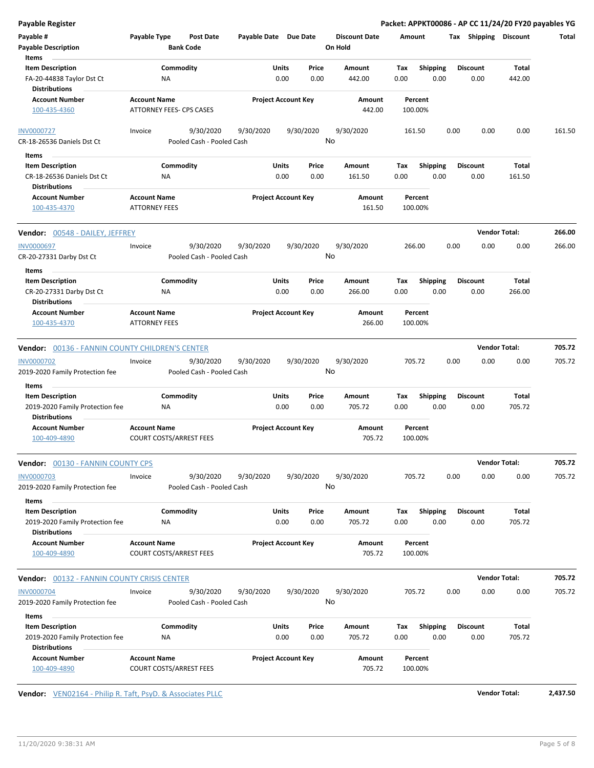**Payable Register** — **Packet: APPKT00086 - AP CC 11/24/20 FY20 payables YG**

| Payable # | Payable Type | Post Date | Payable Date | Due Date | Discount Date | Amount | Tax | Shipping | Discount | Total |
|---|---|---|---|---|---|---|---|---|---|---|
| **Payable Description** | | **Bank Code** | | | **On Hold** | | | | | |

**Items**

| Item Description | Commodity | Units | Price | Amount | Tax | Shipping | Discount | Total |
|---|---|---|---|---|---|---|---|---|
| FA-20-44838 Taylor Dst Ct | NA | 0.00 | 0.00 | 442.00 | 0.00 | 0.00 | 0.00 | 442.00 |

**Distributions**

| Account Number | Account Name | Project Account Key | Amount | Percent |
|---|---|---|---|---|
| 100-435-4360 | ATTORNEY FEES- CPS CASES | | 442.00 | 100.00% |

| Payable # | Payable Type | Post Date | Payable Date | Due Date | Discount Date | Amount | Tax | Shipping | Discount | Total |
|---|---|---|---|---|---|---|---|---|---|---|
| INV0000727 | Invoice | 9/30/2020 | 9/30/2020 | 9/30/2020 | 9/30/2020 | 161.50 | 0.00 | 0.00 | 0.00 | 161.50 |
| CR-18-26536 Daniels Dst Ct | | Pooled Cash - Pooled Cash | | | No | | | | | |

**Items**

| Item Description | Commodity | Units | Price | Amount | Tax | Shipping | Discount | Total |
|---|---|---|---|---|---|---|---|---|
| CR-18-26536 Daniels Dst Ct | NA | 0.00 | 0.00 | 161.50 | 0.00 | 0.00 | 0.00 | 161.50 |

**Distributions**

| Account Number | Account Name | Project Account Key | Amount | Percent |
|---|---|---|---|---|
| 100-435-4370 | ATTORNEY FEES | | 161.50 | 100.00% |

**Vendor:** 00548 - DAILEY, JEFFREY — **Vendor Total: 266.00**

| Payable # | Payable Type | Post Date | Payable Date | Due Date | Discount Date | Amount | Tax | Shipping | Discount | Total |
|---|---|---|---|---|---|---|---|---|---|---|
| INV0000697 | Invoice | 9/30/2020 | 9/30/2020 | 9/30/2020 | 9/30/2020 | 266.00 | 0.00 | 0.00 | 0.00 | 266.00 |
| CR-20-27331 Darby Dst Ct | | Pooled Cash - Pooled Cash | | | No | | | | | |

**Items**

| Item Description | Commodity | Units | Price | Amount | Tax | Shipping | Discount | Total |
|---|---|---|---|---|---|---|---|---|
| CR-20-27331 Darby Dst Ct | NA | 0.00 | 0.00 | 266.00 | 0.00 | 0.00 | 0.00 | 266.00 |

**Distributions**

| Account Number | Account Name | Project Account Key | Amount | Percent |
|---|---|---|---|---|
| 100-435-4370 | ATTORNEY FEES | | 266.00 | 100.00% |

**Vendor:** 00136 - FANNIN COUNTY CHILDREN'S CENTER — **Vendor Total: 705.72**

| Payable # | Payable Type | Post Date | Payable Date | Due Date | Discount Date | Amount | Tax | Shipping | Discount | Total |
|---|---|---|---|---|---|---|---|---|---|---|
| INV0000702 | Invoice | 9/30/2020 | 9/30/2020 | 9/30/2020 | 9/30/2020 | 705.72 | 0.00 | 0.00 | 0.00 | 705.72 |
| 2019-2020 Family Protection fee | | Pooled Cash - Pooled Cash | | | No | | | | | |

**Items**

| Item Description | Commodity | Units | Price | Amount | Tax | Shipping | Discount | Total |
|---|---|---|---|---|---|---|---|---|
| 2019-2020 Family Protection fee | NA | 0.00 | 0.00 | 705.72 | 0.00 | 0.00 | 0.00 | 705.72 |

**Distributions**

| Account Number | Account Name | Project Account Key | Amount | Percent |
|---|---|---|---|---|
| 100-409-4890 | COURT COSTS/ARREST FEES | | 705.72 | 100.00% |

**Vendor:** 00130 - FANNIN COUNTY CPS — **Vendor Total: 705.72**

| Payable # | Payable Type | Post Date | Payable Date | Due Date | Discount Date | Amount | Tax | Shipping | Discount | Total |
|---|---|---|---|---|---|---|---|---|---|---|
| INV0000703 | Invoice | 9/30/2020 | 9/30/2020 | 9/30/2020 | 9/30/2020 | 705.72 | 0.00 | 0.00 | 0.00 | 705.72 |
| 2019-2020 Family Protection fee | | Pooled Cash - Pooled Cash | | | No | | | | | |

**Items**

| Item Description | Commodity | Units | Price | Amount | Tax | Shipping | Discount | Total |
|---|---|---|---|---|---|---|---|---|
| 2019-2020 Family Protection fee | NA | 0.00 | 0.00 | 705.72 | 0.00 | 0.00 | 0.00 | 705.72 |

**Distributions**

| Account Number | Account Name | Project Account Key | Amount | Percent |
|---|---|---|---|---|
| 100-409-4890 | COURT COSTS/ARREST FEES | | 705.72 | 100.00% |

**Vendor:** 00132 - FANNIN COUNTY CRISIS CENTER — **Vendor Total: 705.72**

| Payable # | Payable Type | Post Date | Payable Date | Due Date | Discount Date | Amount | Tax | Shipping | Discount | Total |
|---|---|---|---|---|---|---|---|---|---|---|
| INV0000704 | Invoice | 9/30/2020 | 9/30/2020 | 9/30/2020 | 9/30/2020 | 705.72 | 0.00 | 0.00 | 0.00 | 705.72 |
| 2019-2020 Family Protection fee | | Pooled Cash - Pooled Cash | | | No | | | | | |

**Items**

| Item Description | Commodity | Units | Price | Amount | Tax | Shipping | Discount | Total |
|---|---|---|---|---|---|---|---|---|
| 2019-2020 Family Protection fee | NA | 0.00 | 0.00 | 705.72 | 0.00 | 0.00 | 0.00 | 705.72 |

**Distributions**

| Account Number | Account Name | Project Account Key | Amount | Percent |
|---|---|---|---|---|
| 100-409-4890 | COURT COSTS/ARREST FEES | | 705.72 | 100.00% |

**Vendor:** VEN02164 - Philip R. Taft, PsyD. & Associates PLLC — **Vendor Total: 2,437.50**

11/20/2020 9:38:31 AM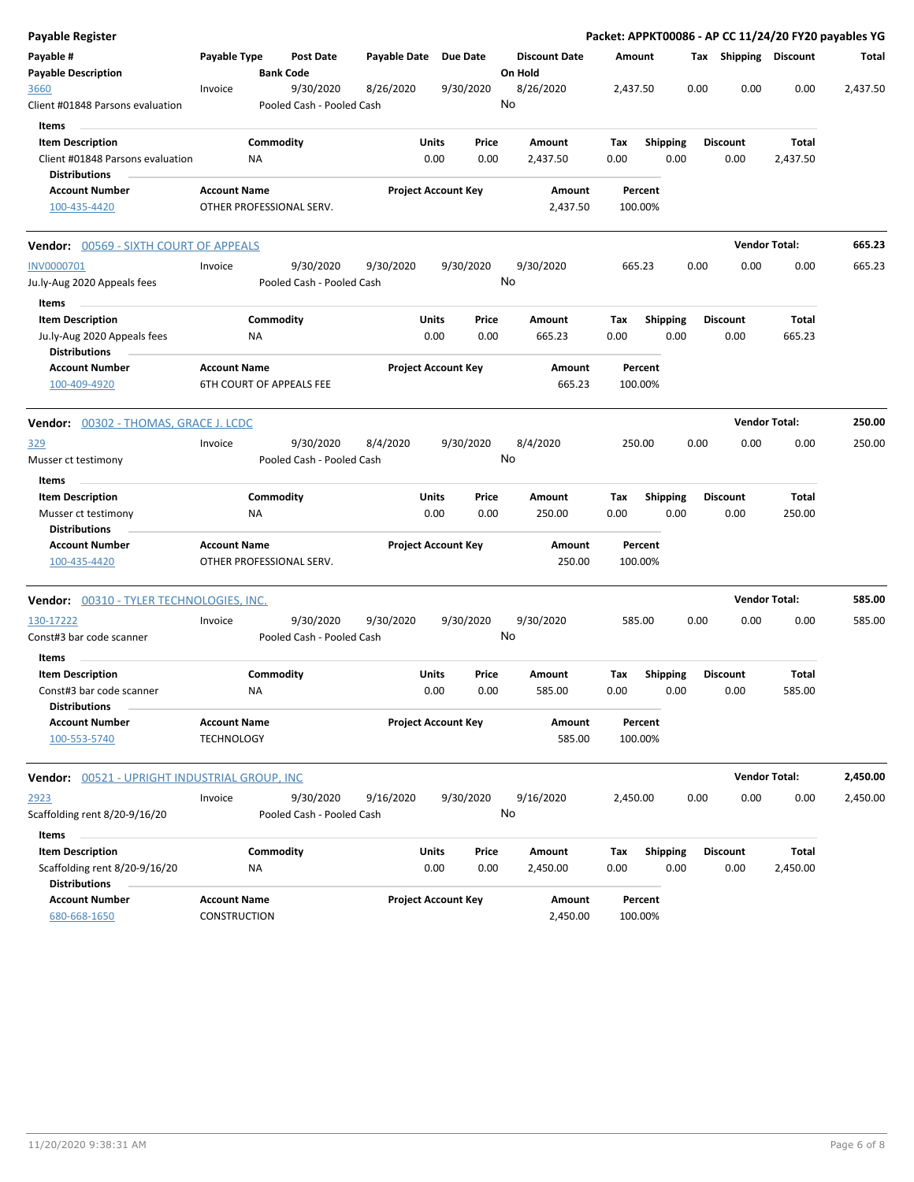**Payable Register** — **Packet: APPKT00086 - AP CC 11/24/20 FY20 payables YG**

| Payable # / Payable Description | Payable Type | Post Date / Bank Code | Payable Date | Due Date | Discount Date / On Hold | Amount | Tax | Shipping | Discount | Total |
|---|---|---|---|---|---|---|---|---|---|---|
| 3660 / Client #01848 Parsons evaluation | Invoice | 9/30/2020 / Pooled Cash - Pooled Cash | 8/26/2020 | 9/30/2020 | 8/26/2020 / No | 2,437.50 | 0.00 | 0.00 | 0.00 | 2,437.50 |

**Items**

| Item Description | Commodity | Units | Price | Amount | Tax | Shipping | Discount | Total |
|---|---|---|---|---|---|---|---|---|
| Client #01848 Parsons evaluation | NA | 0.00 | 0.00 | 2,437.50 | 0.00 | 0.00 | 0.00 | 2,437.50 |

**Distributions**

| Account Number | Account Name | Project Account Key | Amount | Percent |
|---|---|---|---|---|
| 100-435-4420 | OTHER PROFESSIONAL SERV. | | 2,437.50 | 100.00% |

## Vendor: 00569 - SIXTH COURT OF APPEALS — Vendor Total: 665.23

| Payable # / Payable Description | Payable Type | Post Date / Bank Code | Payable Date | Due Date | Discount Date / On Hold | Amount | Tax | Shipping | Discount | Total |
|---|---|---|---|---|---|---|---|---|---|---|
| INV0000701 / Ju.ly-Aug 2020 Appeals fees | Invoice | 9/30/2020 / Pooled Cash - Pooled Cash | 9/30/2020 | 9/30/2020 | 9/30/2020 / No | 665.23 | 0.00 | 0.00 | 0.00 | 665.23 |

**Items**

| Item Description | Commodity | Units | Price | Amount | Tax | Shipping | Discount | Total |
|---|---|---|---|---|---|---|---|---|
| Ju.ly-Aug 2020 Appeals fees | NA | 0.00 | 0.00 | 665.23 | 0.00 | 0.00 | 0.00 | 665.23 |

**Distributions**

| Account Number | Account Name | Project Account Key | Amount | Percent |
|---|---|---|---|---|
| 100-409-4920 | 6TH COURT OF APPEALS FEE | | 665.23 | 100.00% |

## Vendor: 00302 - THOMAS, GRACE J. LCDC — Vendor Total: 250.00

| Payable # / Payable Description | Payable Type | Post Date / Bank Code | Payable Date | Due Date | Discount Date / On Hold | Amount | Tax | Shipping | Discount | Total |
|---|---|---|---|---|---|---|---|---|---|---|
| 329 / Musser ct testimony | Invoice | 9/30/2020 / Pooled Cash - Pooled Cash | 8/4/2020 | 9/30/2020 | 8/4/2020 / No | 250.00 | 0.00 | 0.00 | 0.00 | 250.00 |

**Items**

| Item Description | Commodity | Units | Price | Amount | Tax | Shipping | Discount | Total |
|---|---|---|---|---|---|---|---|---|
| Musser ct testimony | NA | 0.00 | 0.00 | 250.00 | 0.00 | 0.00 | 0.00 | 250.00 |

**Distributions**

| Account Number | Account Name | Project Account Key | Amount | Percent |
|---|---|---|---|---|
| 100-435-4420 | OTHER PROFESSIONAL SERV. | | 250.00 | 100.00% |

## Vendor: 00310 - TYLER TECHNOLOGIES, INC. — Vendor Total: 585.00

| Payable # / Payable Description | Payable Type | Post Date / Bank Code | Payable Date | Due Date | Discount Date / On Hold | Amount | Tax | Shipping | Discount | Total |
|---|---|---|---|---|---|---|---|---|---|---|
| 130-17222 / Const#3 bar code scanner | Invoice | 9/30/2020 / Pooled Cash - Pooled Cash | 9/30/2020 | 9/30/2020 | 9/30/2020 / No | 585.00 | 0.00 | 0.00 | 0.00 | 585.00 |

**Items**

| Item Description | Commodity | Units | Price | Amount | Tax | Shipping | Discount | Total |
|---|---|---|---|---|---|---|---|---|
| Const#3 bar code scanner | NA | 0.00 | 0.00 | 585.00 | 0.00 | 0.00 | 0.00 | 585.00 |

**Distributions**

| Account Number | Account Name | Project Account Key | Amount | Percent |
|---|---|---|---|---|
| 100-553-5740 | TECHNOLOGY | | 585.00 | 100.00% |

## Vendor: 00521 - UPRIGHT INDUSTRIAL GROUP, INC — Vendor Total: 2,450.00

| Payable # / Payable Description | Payable Type | Post Date / Bank Code | Payable Date | Due Date | Discount Date / On Hold | Amount | Tax | Shipping | Discount | Total |
|---|---|---|---|---|---|---|---|---|---|---|
| 2923 / Scaffolding rent 8/20-9/16/20 | Invoice | 9/30/2020 / Pooled Cash - Pooled Cash | 9/16/2020 | 9/30/2020 | 9/16/2020 / No | 2,450.00 | 0.00 | 0.00 | 0.00 | 2,450.00 |

**Items**

| Item Description | Commodity | Units | Price | Amount | Tax | Shipping | Discount | Total |
|---|---|---|---|---|---|---|---|---|
| Scaffolding rent 8/20-9/16/20 | NA | 0.00 | 0.00 | 2,450.00 | 0.00 | 0.00 | 0.00 | 2,450.00 |

**Distributions**

| Account Number | Account Name | Project Account Key | Amount | Percent |
|---|---|---|---|---|
| 680-668-1650 | CONSTRUCTION | | 2,450.00 | 100.00% |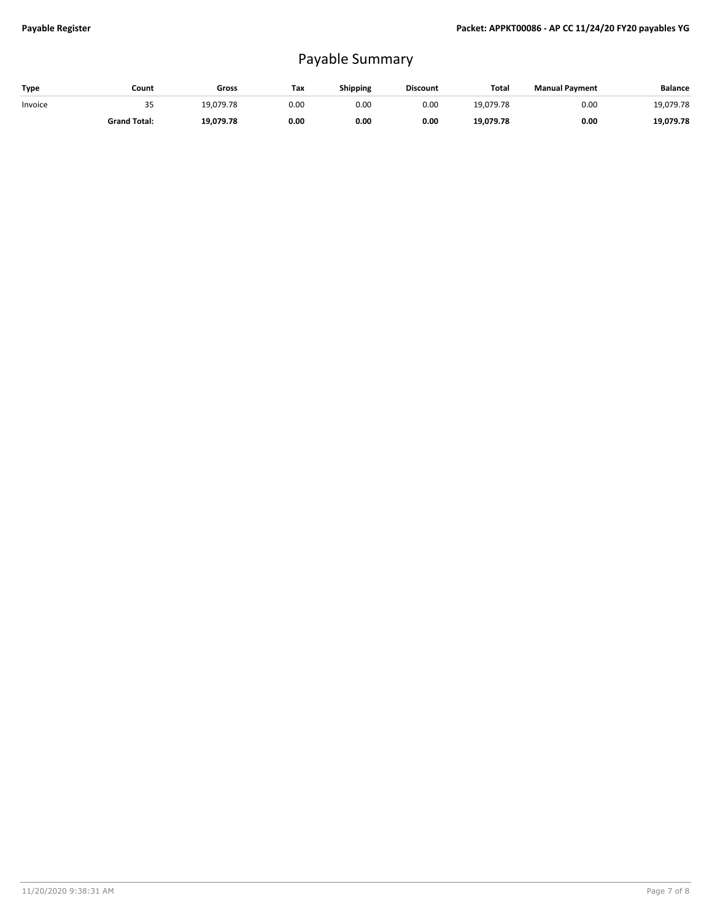# Payable Summary

| Type | Count | Gross | Tax | Shipping | Discount | Total | Manual Payment | Balance |
|---|---|---|---|---|---|---|---|---|
| Invoice | 35 | 19,079.78 | 0.00 | 0.00 | 0.00 | 19,079.78 | 0.00 | 19,079.78 |
| | **Grand Total:** | **19,079.78** | **0.00** | **0.00** | **0.00** | **19,079.78** | **0.00** | **19,079.78** |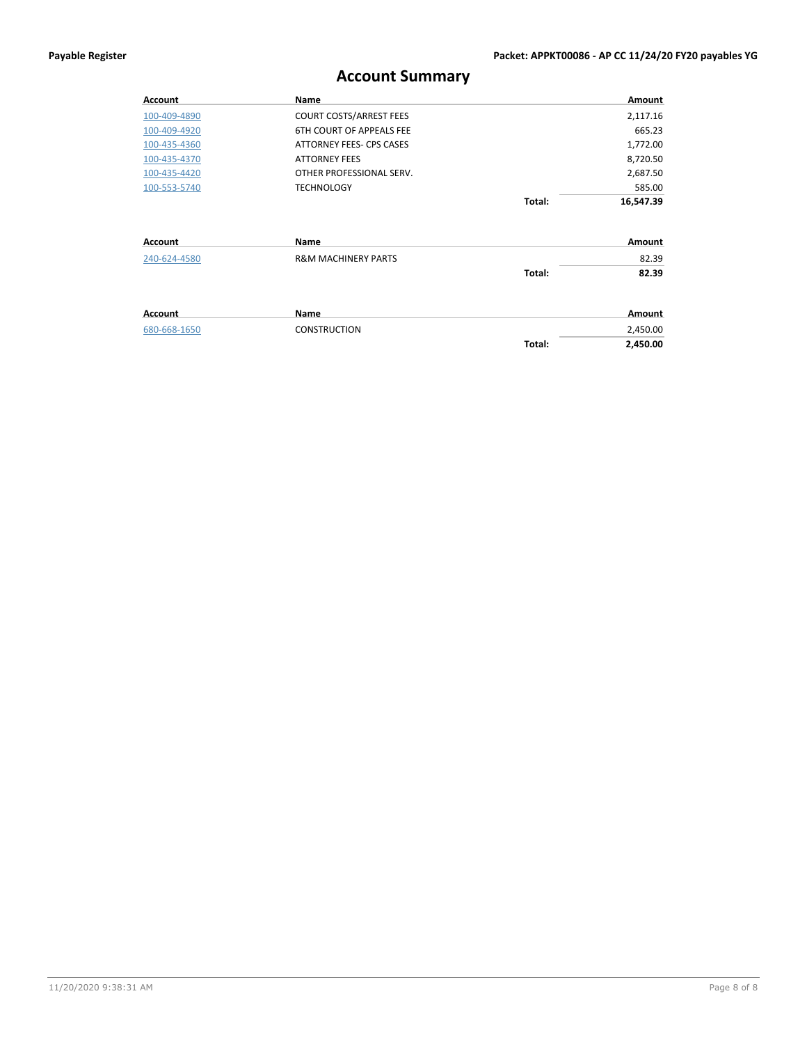# Account Summary

| Account | Name | | Amount |
|---|---|---|---|
| 100-409-4890 | COURT COSTS/ARREST FEES | | 2,117.16 |
| 100-409-4920 | 6TH COURT OF APPEALS FEE | | 665.23 |
| 100-435-4360 | ATTORNEY FEES- CPS CASES | | 1,772.00 |
| 100-435-4370 | ATTORNEY FEES | | 8,720.50 |
| 100-435-4420 | OTHER PROFESSIONAL SERV. | | 2,687.50 |
| 100-553-5740 | TECHNOLOGY | | 585.00 |
| | | **Total:** | **16,547.39** |

| Account | Name | | Amount |
|---|---|---|---|
| 240-624-4580 | R&M MACHINERY PARTS | | 82.39 |
| | | **Total:** | **82.39** |

| Account | Name | | Amount |
|---|---|---|---|
| 680-668-1650 | CONSTRUCTION | | 2,450.00 |
| | | **Total:** | **2,450.00** |